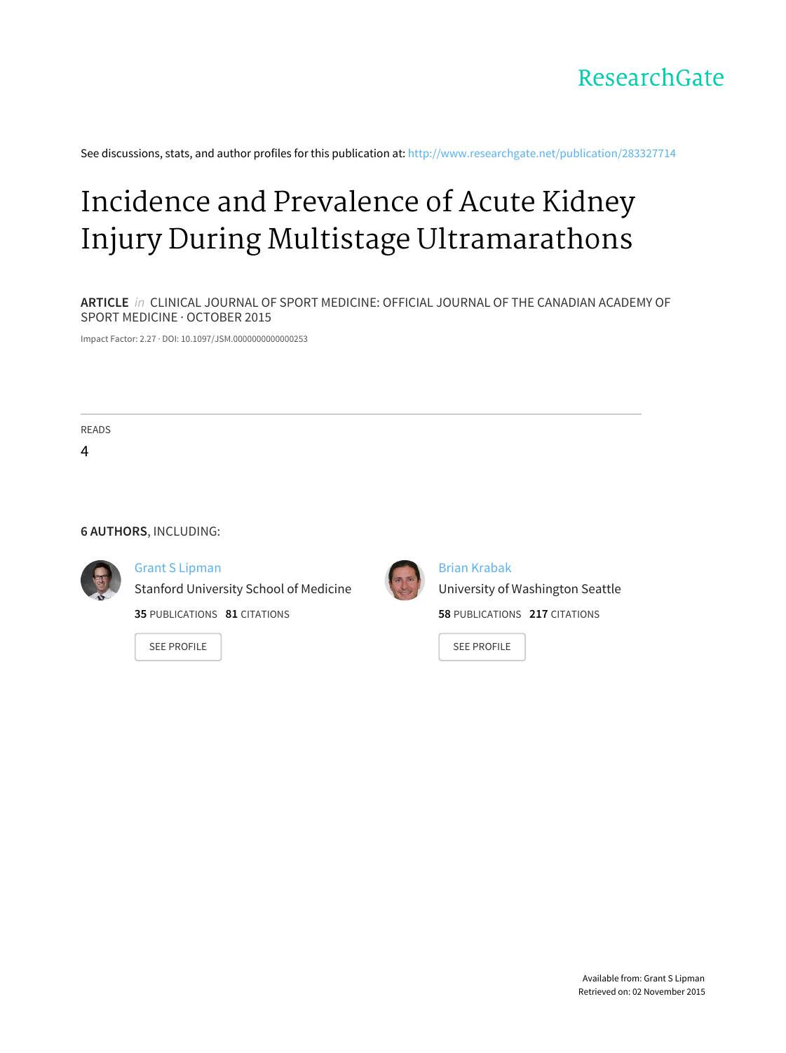ResearchGate

See discussions, stats, and author profiles for this publication at: http://www.researchgate.net/publication/283327714

# Incidence and Prevalence of Acute Kidney Injury During Multistage Ultramarathons

**ARTICLE** *in* CLINICAL JOURNAL OF SPORT MEDICINE: OFFICIAL JOURNAL OF THE CANADIAN ACADEMY OF SPORT MEDICINE · OCTOBER 2015

Impact Factor: 2.27 · DOI: 10.1097/JSM.0000000000000253

READS

4

**6 AUTHORS**, INCLUDING:

Grant S Lipman
Stanford University School of Medicine
**35** PUBLICATIONS **81** CITATIONS

SEE PROFILE

Brian Krabak
University of Washington Seattle
**58** PUBLICATIONS **217** CITATIONS

SEE PROFILE

Available from: Grant S Lipman
Retrieved on: 02 November 2015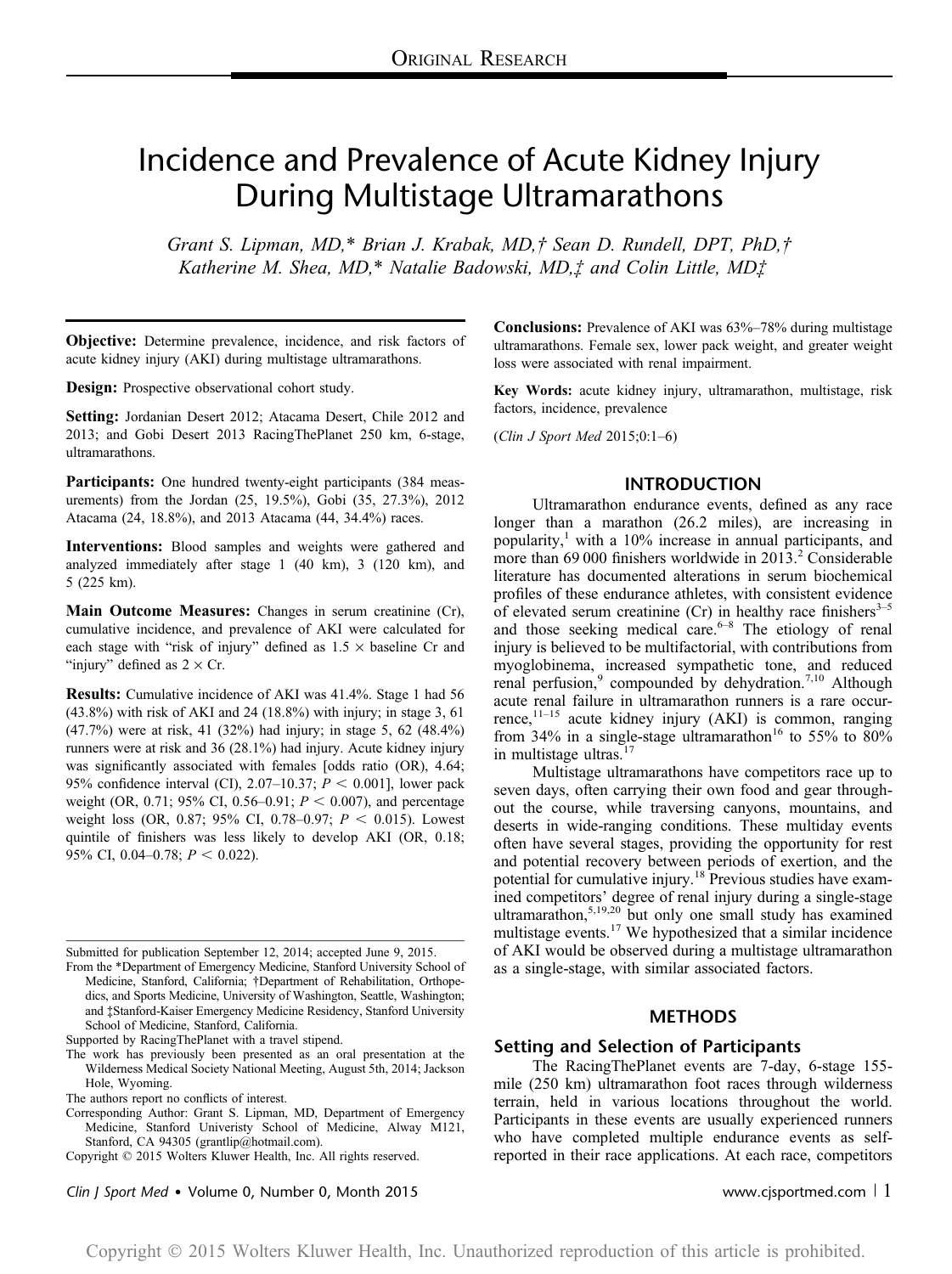ORIGINAL RESEARCH

# Incidence and Prevalence of Acute Kidney Injury During Multistage Ultramarathons

*Grant S. Lipman, MD,\* Brian J. Krabak, MD,† Sean D. Rundell, DPT, PhD,† Katherine M. Shea, MD,\* Natalie Badowski, MD,‡ and Colin Little, MD‡*

**Objective:** Determine prevalence, incidence, and risk factors of acute kidney injury (AKI) during multistage ultramarathons.

**Design:** Prospective observational cohort study.

**Setting:** Jordanian Desert 2012; Atacama Desert, Chile 2012 and 2013; and Gobi Desert 2013 RacingThePlanet 250 km, 6-stage, ultramarathons.

**Participants:** One hundred twenty-eight participants (384 measurements) from the Jordan (25, 19.5%), Gobi (35, 27.3%), 2012 Atacama (24, 18.8%), and 2013 Atacama (44, 34.4%) races.

**Interventions:** Blood samples and weights were gathered and analyzed immediately after stage 1 (40 km), 3 (120 km), and 5 (225 km).

**Main Outcome Measures:** Changes in serum creatinine (Cr), cumulative incidence, and prevalence of AKI were calculated for each stage with "risk of injury" defined as 1.5 × baseline Cr and "injury" defined as 2 × Cr.

**Results:** Cumulative incidence of AKI was 41.4%. Stage 1 had 56 (43.8%) with risk of AKI and 24 (18.8%) with injury; in stage 3, 61 (47.7%) were at risk, 41 (32%) had injury; in stage 5, 62 (48.4%) runners were at risk and 36 (28.1%) had injury. Acute kidney injury was significantly associated with females [odds ratio (OR), 4.64; 95% confidence interval (CI), 2.07–10.37; $P < 0.001$], lower pack weight (OR, 0.71; 95% CI, 0.56–0.91; $P < 0.007$), and percentage weight loss (OR, 0.87; 95% CI, 0.78–0.97; $P < 0.015$). Lowest quintile of finishers was less likely to develop AKI (OR, 0.18; 95% CI, 0.04–0.78; $P < 0.022$).

**Conclusions:** Prevalence of AKI was 63%–78% during multistage ultramarathons. Female sex, lower pack weight, and greater weight loss were associated with renal impairment.

**Key Words:** acute kidney injury, ultramarathon, multistage, risk factors, incidence, prevalence

(*Clin J Sport Med* 2015;0:1–6)

## INTRODUCTION

Ultramarathon endurance events, defined as any race longer than a marathon (26.2 miles), are increasing in popularity,[1] with a 10% increase in annual participants, and more than 69 000 finishers worldwide in 2013.[2] Considerable literature has documented alterations in serum biochemical profiles of these endurance athletes, with consistent evidence of elevated serum creatinine (Cr) in healthy race finishers[3–5] and those seeking medical care.[6–8] The etiology of renal injury is believed to be multifactorial, with contributions from myoglobinemia, increased sympathetic tone, and reduced renal perfusion,[9] compounded by dehydration.[7,10] Although acute renal failure in ultramarathon runners is a rare occurrence,[11–15] acute kidney injury (AKI) is common, ranging from 34% in a single-stage ultramarathon[16] to 55% to 80% in multistage ultras.[17]

Multistage ultramarathons have competitors race up to seven days, often carrying their own food and gear throughout the course, while traversing canyons, mountains, and deserts in wide-ranging conditions. These multiday events often have several stages, providing the opportunity for rest and potential recovery between periods of exertion, and the potential for cumulative injury.[18] Previous studies have examined competitors' degree of renal injury during a single-stage ultramarathon,[5,19,20] but only one small study has examined multistage events.[17] We hypothesized that a similar incidence of AKI would be observed during a multistage ultramarathon as a single-stage, with similar associated factors.

## METHODS

### Setting and Selection of Participants

The RacingThePlanet events are 7-day, 6-stage 155-mile (250 km) ultramarathon foot races through wilderness terrain, held in various locations throughout the world. Participants in these events are usually experienced runners who have completed multiple endurance events as self-reported in their race applications. At each race, competitors

---

Submitted for publication September 12, 2014; accepted June 9, 2015.

From the \*Department of Emergency Medicine, Stanford University School of Medicine, Stanford, California; †Department of Rehabilitation, Orthopedics, and Sports Medicine, University of Washington, Seattle, Washington; and ‡Stanford-Kaiser Emergency Medicine Residency, Stanford University School of Medicine, Stanford, California.

Supported by RacingThePlanet with a travel stipend.

The work has previously been presented as an oral presentation at the Wilderness Medical Society National Meeting, August 5th, 2014; Jackson Hole, Wyoming.

The authors report no conflicts of interest.

Corresponding Author: Grant S. Lipman, MD, Department of Emergency Medicine, Stanford Univeristy School of Medicine, Alway M121, Stanford, CA 94305 (grantlip@hotmail.com).

Copyright © 2015 Wolters Kluwer Health, Inc. All rights reserved.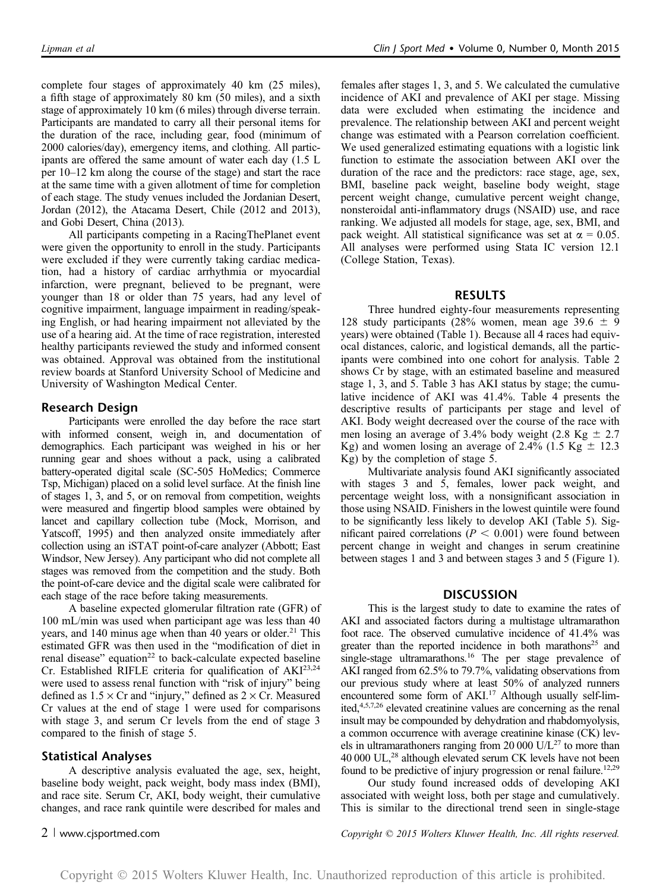complete four stages of approximately 40 km (25 miles), a fifth stage of approximately 80 km (50 miles), and a sixth stage of approximately 10 km (6 miles) through diverse terrain. Participants are mandated to carry all their personal items for the duration of the race, including gear, food (minimum of 2000 calories/day), emergency items, and clothing. All participants are offered the same amount of water each day (1.5 L per 10–12 km along the course of the stage) and start the race at the same time with a given allotment of time for completion of each stage. The study venues included the Jordanian Desert, Jordan (2012), the Atacama Desert, Chile (2012 and 2013), and Gobi Desert, China (2013).

All participants competing in a RacingThePlanet event were given the opportunity to enroll in the study. Participants were excluded if they were currently taking cardiac medication, had a history of cardiac arrhythmia or myocardial infarction, were pregnant, believed to be pregnant, were younger than 18 or older than 75 years, had any level of cognitive impairment, language impairment in reading/speaking English, or had hearing impairment not alleviated by the use of a hearing aid. At the time of race registration, interested healthy participants reviewed the study and informed consent was obtained. Approval was obtained from the institutional review boards at Stanford University School of Medicine and University of Washington Medical Center.

## Research Design

Participants were enrolled the day before the race start with informed consent, weigh in, and documentation of demographics. Each participant was weighed in his or her running gear and shoes without a pack, using a calibrated battery-operated digital scale (SC-505 HoMedics; Commerce Tsp, Michigan) placed on a solid level surface. At the finish line of stages 1, 3, and 5, or on removal from competition, weights were measured and fingertip blood samples were obtained by lancet and capillary collection tube (Mock, Morrison, and Yatscoff, 1995) and then analyzed onsite immediately after collection using an iSTAT point-of-care analyzer (Abbott; East Windsor, New Jersey). Any participant who did not complete all stages was removed from the competition and the study. Both the point-of-care device and the digital scale were calibrated for each stage of the race before taking measurements.

A baseline expected glomerular filtration rate (GFR) of 100 mL/min was used when participant age was less than 40 years, and 140 minus age when 40 years or older.[21] This estimated GFR was then used in the "modification of diet in renal disease" equation[22] to back-calculate expected baseline Cr. Established RIFLE criteria for qualification of AKI[23,24] were used to assess renal function with "risk of injury" being defined as $1.5 \times$ Cr and "injury," defined as $2 \times$ Cr. Measured Cr values at the end of stage 1 were used for comparisons with stage 3, and serum Cr levels from the end of stage 3 compared to the finish of stage 5.

## Statistical Analyses

A descriptive analysis evaluated the age, sex, height, baseline body weight, pack weight, body mass index (BMI), and race site. Serum Cr, AKI, body weight, their cumulative changes, and race rank quintile were described for males and females after stages 1, 3, and 5. We calculated the cumulative incidence of AKI and prevalence of AKI per stage. Missing data were excluded when estimating the incidence and prevalence. The relationship between AKI and percent weight change was estimated with a Pearson correlation coefficient. We used generalized estimating equations with a logistic link function to estimate the association between AKI over the duration of the race and the predictors: race stage, age, sex, BMI, baseline pack weight, baseline body weight, stage percent weight change, cumulative percent weight change, nonsteroidal anti-inflammatory drugs (NSAID) use, and race ranking. We adjusted all models for stage, age, sex, BMI, and pack weight. All statistical significance was set at $\alpha = 0.05$. All analyses were performed using Stata IC version 12.1 (College Station, Texas).

# RESULTS

Three hundred eighty-four measurements representing 128 study participants (28% women, mean age $39.6 \pm 9$ years) were obtained (Table 1). Because all 4 races had equivocal distances, caloric, and logistical demands, all the participants were combined into one cohort for analysis. Table 2 shows Cr by stage, with an estimated baseline and measured stage 1, 3, and 5. Table 3 has AKI status by stage; the cumulative incidence of AKI was 41.4%. Table 4 presents the descriptive results of participants per stage and level of AKI. Body weight decreased over the course of the race with men losing an average of 3.4% body weight (2.8 Kg $\pm$ 2.7 Kg) and women losing an average of 2.4% (1.5 Kg $\pm$ 12.3 Kg) by the completion of stage 5.

Multivariate analysis found AKI significantly associated with stages 3 and 5, females, lower pack weight, and percentage weight loss, with a nonsignificant association in those using NSAID. Finishers in the lowest quintile were found to be significantly less likely to develop AKI (Table 5). Significant paired correlations ($P < 0.001$) were found between percent change in weight and changes in serum creatinine between stages 1 and 3 and between stages 3 and 5 (Figure 1).

# DISCUSSION

This is the largest study to date to examine the rates of AKI and associated factors during a multistage ultramarathon foot race. The observed cumulative incidence of 41.4% was greater than the reported incidence in both marathons[25] and single-stage ultramarathons.[16] The per stage prevalence of AKI ranged from 62.5% to 79.7%, validating observations from our previous study where at least 50% of analyzed runners encountered some form of AKI.[17] Although usually self-limited,[4,5,7,26] elevated creatinine values are concerning as the renal insult may be compounded by dehydration and rhabdomyolysis, a common occurrence with average creatinine kinase (CK) levels in ultramarathoners ranging from 20 000 U/L[27] to more than 40 000 UL,[28] although elevated serum CK levels have not been found to be predictive of injury progression or renal failure.[12,29]

Our study found increased odds of developing AKI associated with weight loss, both per stage and cumulatively. This is similar to the directional trend seen in single-stage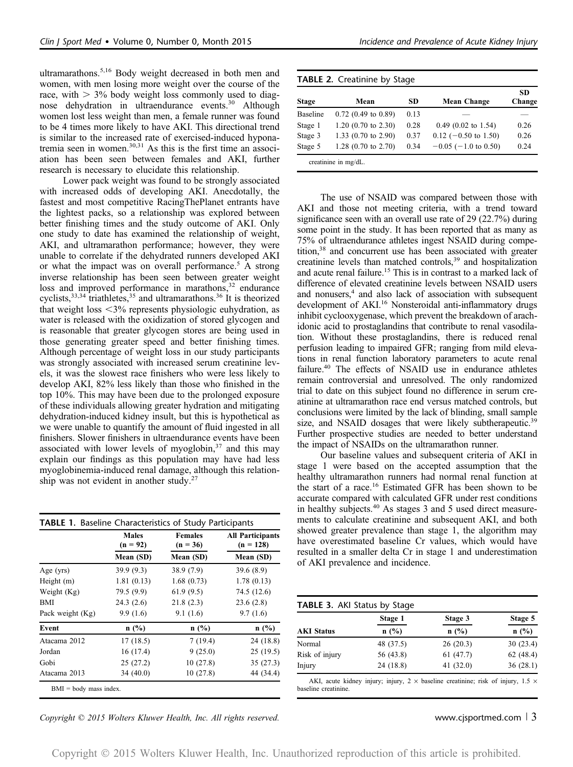ultramarathons.[5,16] Body weight decreased in both men and women, with men losing more weight over the course of the race, with > 3% body weight loss commonly used to diagnose dehydration in ultraendurance events.[30] Although women lost less weight than men, a female runner was found to be 4 times more likely to have AKI. This directional trend is similar to the increased rate of exercised-induced hyponatremia seen in women.[30,31] As this is the first time an association has been seen between females and AKI, further research is necessary to elucidate this relationship.

Lower pack weight was found to be strongly associated with increased odds of developing AKI. Anecdotally, the fastest and most competitive RacingThePlanet entrants have the lightest packs, so a relationship was explored between better finishing times and the study outcome of AKI. Only one study to date has examined the relationship of weight, AKI, and ultramarathon performance; however, they were unable to correlate if the dehydrated runners developed AKI or what the impact was on overall performance.[5] A strong inverse relationship has been seen between greater weight loss and improved performance in marathons,[32] endurance cyclists,[33,34] triathletes,[35] and ultramarathons.[36] It is theorized that weight loss <3% represents physiologic euhydration, as water is released with the oxidization of stored glycogen and is reasonable that greater glycogen stores are being used in those generating greater speed and better finishing times. Although percentage of weight loss in our study participants was strongly associated with increased serum creatinine levels, it was the slowest race finishers who were less likely to develop AKI, 82% less likely than those who finished in the top 10%. This may have been due to the prolonged exposure of these individuals allowing greater hydration and mitigating dehydration-induced kidney insult, but this is hypothetical as we were unable to quantify the amount of fluid ingested in all finishers. Slower finishers in ultraendurance events have been associated with lower levels of myoglobin,[37] and this may explain our findings as this population may have had less myoglobinemia-induced renal damage, although this relationship was not evident in another study.[27]

**TABLE 1.** Baseline Characteristics of Study Participants

| | Males (n = 92) | Females (n = 36) | All Participants (n = 128) |
|---|---|---|---|
| | Mean (SD) | Mean (SD) | Mean (SD) |
| Age (yrs) | 39.9 (9.3) | 38.9 (7.9) | 39.6 (8.9) |
| Height (m) | 1.81 (0.13) | 1.68 (0.73) | 1.78 (0.13) |
| Weight (Kg) | 79.5 (9.9) | 61.9 (9.5) | 74.5 (12.6) |
| BMI | 24.3 (2.6) | 21.8 (2.3) | 23.6 (2.8) |
| Pack weight (Kg) | 9.9 (1.6) | 9.1 (1.6) | 9.7 (1.6) |
| **Event** | **n (%)** | **n (%)** | **n (%)** |
| Atacama 2012 | 17 (18.5) | 7 (19.4) | 24 (18.8) |
| Jordan | 16 (17.4) | 9 (25.0) | 25 (19.5) |
| Gobi | 25 (27.2) | 10 (27.8) | 35 (27.3) |
| Atacama 2013 | 34 (40.0) | 10 (27.8) | 44 (34.4) |

BMI = body mass index.

**TABLE 2.** Creatinine by Stage

| Stage | Mean | SD | Mean Change | SD Change |
|---|---|---|---|---|
| Baseline | 0.72 (0.49 to 0.89) | 0.13 | — | — |
| Stage 1 | 1.20 (0.70 to 2.30) | 0.28 | 0.49 (0.02 to 1.54) | 0.26 |
| Stage 3 | 1.33 (0.70 to 2.90) | 0.37 | 0.12 (−0.50 to 1.50) | 0.26 |
| Stage 5 | 1.28 (0.70 to 2.70) | 0.34 | −0.05 (−1.0 to 0.50) | 0.24 |

creatinine in mg/dL.

The use of NSAID was compared between those with AKI and those not meeting criteria, with a trend toward significance seen with an overall use rate of 29 (22.7%) during some point in the study. It has been reported that as many as 75% of ultraendurance athletes ingest NSAID during competition,[38] and concurrent use has been associated with greater creatinine levels than matched controls,[39] and hospitalization and acute renal failure.[15] This is in contrast to a marked lack of difference of elevated creatinine levels between NSAID users and nonusers,[4] and also lack of association with subsequent development of AKI.[16] Nonsteroidal anti-inflammatory drugs inhibit cyclooxygenase, which prevent the breakdown of arachidonic acid to prostaglandins that contribute to renal vasodilation. Without these prostaglandins, there is reduced renal perfusion leading to impaired GFR; ranging from mild elevations in renal function laboratory parameters to acute renal failure.[40] The effects of NSAID use in endurance athletes remain controversial and unresolved. The only randomized trial to date on this subject found no difference in serum creatinine at ultramarathon race end versus matched controls, but conclusions were limited by the lack of blinding, small sample size, and NSAID dosages that were likely subtherapeutic.[39] Further prospective studies are needed to better understand the impact of NSAIDs on the ultramarathon runner.

Our baseline values and subsequent criteria of AKI in stage 1 were based on the accepted assumption that the healthy ultramarathon runners had normal renal function at the start of a race.[16] Estimated GFR has been shown to be accurate compared with calculated GFR under rest conditions in healthy subjects.[40] As stages 3 and 5 used direct measurements to calculate creatinine and subsequent AKI, and both showed greater prevalence than stage 1, the algorithm may have overestimated baseline Cr values, which would have resulted in a smaller delta Cr in stage 1 and underestimation of AKI prevalence and incidence.

**TABLE 3.** AKI Status by Stage

| AKI Status | Stage 1 n (%) | Stage 3 n (%) | Stage 5 n (%) |
|---|---|---|---|
| Normal | 48 (37.5) | 26 (20.3) | 30 (23.4) |
| Risk of injury | 56 (43.8) | 61 (47.7) | 62 (48.4) |
| Injury | 24 (18.8) | 41 (32.0) | 36 (28.1) |

AKI, acute kidney injury; injury, 2 × baseline creatinine; risk of injury, 1.5 × baseline creatinine.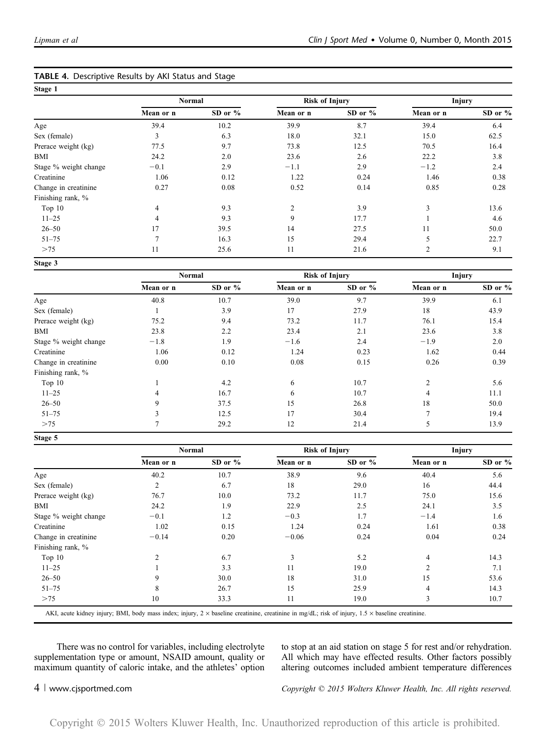**TABLE 4.** Descriptive Results by AKI Status and Stage

| Stage 1 | Normal | | Risk of Injury | | Injury | |
|---|---|---|---|---|---|---|
| | Mean or n | SD or % | Mean or n | SD or % | Mean or n | SD or % |
| Age | 39.4 | 10.2 | 39.9 | 8.7 | 39.4 | 6.4 |
| Sex (female) | 3 | 6.3 | 18.0 | 32.1 | 15.0 | 62.5 |
| Prerace weight (kg) | 77.5 | 9.7 | 73.8 | 12.5 | 70.5 | 16.4 |
| BMI | 24.2 | 2.0 | 23.6 | 2.6 | 22.2 | 3.8 |
| Stage % weight change | −0.1 | 2.9 | −1.1 | 2.9 | −1.2 | 2.4 |
| Creatinine | 1.06 | 0.12 | 1.22 | 0.24 | 1.46 | 0.38 |
| Change in creatinine | 0.27 | 0.08 | 0.52 | 0.14 | 0.85 | 0.28 |
| Finishing rank, % | | | | | | |
| Top 10 | 4 | 9.3 | 2 | 3.9 | 3 | 13.6 |
| 11–25 | 4 | 9.3 | 9 | 17.7 | 1 | 4.6 |
| 26–50 | 17 | 39.5 | 14 | 27.5 | 11 | 50.0 |
| 51–75 | 7 | 16.3 | 15 | 29.4 | 5 | 22.7 |
| >75 | 11 | 25.6 | 11 | 21.6 | 2 | 9.1 |

| Stage 3 | Normal | | Risk of Injury | | Injury | |
|---|---|---|---|---|---|---|
| | Mean or n | SD or % | Mean or n | SD or % | Mean or n | SD or % |
| Age | 40.8 | 10.7 | 39.0 | 9.7 | 39.9 | 6.1 |
| Sex (female) | 1 | 3.9 | 17 | 27.9 | 18 | 43.9 |
| Prerace weight (kg) | 75.2 | 9.4 | 73.2 | 11.7 | 76.1 | 15.4 |
| BMI | 23.8 | 2.2 | 23.4 | 2.1 | 23.6 | 3.8 |
| Stage % weight change | −1.8 | 1.9 | −1.6 | 2.4 | −1.9 | 2.0 |
| Creatinine | 1.06 | 0.12 | 1.24 | 0.23 | 1.62 | 0.44 |
| Change in creatinine | 0.00 | 0.10 | 0.08 | 0.15 | 0.26 | 0.39 |
| Finishing rank, % | | | | | | |
| Top 10 | 1 | 4.2 | 6 | 10.7 | 2 | 5.6 |
| 11–25 | 4 | 16.7 | 6 | 10.7 | 4 | 11.1 |
| 26–50 | 9 | 37.5 | 15 | 26.8 | 18 | 50.0 |
| 51–75 | 3 | 12.5 | 17 | 30.4 | 7 | 19.4 |
| >75 | 7 | 29.2 | 12 | 21.4 | 5 | 13.9 |

| Stage 5 | Normal | | Risk of Injury | | Injury | |
|---|---|---|---|---|---|---|
| | Mean or n | SD or % | Mean or n | SD or % | Mean or n | SD or % |
| Age | 40.2 | 10.7 | 38.9 | 9.6 | 40.4 | 5.6 |
| Sex (female) | 2 | 6.7 | 18 | 29.0 | 16 | 44.4 |
| Prerace weight (kg) | 76.7 | 10.0 | 73.2 | 11.7 | 75.0 | 15.6 |
| BMI | 24.2 | 1.9 | 22.9 | 2.5 | 24.1 | 3.5 |
| Stage % weight change | −0.1 | 1.2 | −0.3 | 1.7 | −1.4 | 1.6 |
| Creatinine | 1.02 | 0.15 | 1.24 | 0.24 | 1.61 | 0.38 |
| Change in creatinine | −0.14 | 0.20 | −0.06 | 0.24 | 0.04 | 0.24 |
| Finishing rank, % | | | | | | |
| Top 10 | 2 | 6.7 | 3 | 5.2 | 4 | 14.3 |
| 11–25 | 1 | 3.3 | 11 | 19.0 | 2 | 7.1 |
| 26–50 | 9 | 30.0 | 18 | 31.0 | 15 | 53.6 |
| 51–75 | 8 | 26.7 | 15 | 25.9 | 4 | 14.3 |
| >75 | 10 | 33.3 | 11 | 19.0 | 3 | 10.7 |

AKI, acute kidney injury; BMI, body mass index; injury, 2 × baseline creatinine, creatinine in mg/dL; risk of injury, 1.5 × baseline creatinine.

There was no control for variables, including electrolyte supplementation type or amount, NSAID amount, quality or maximum quantity of caloric intake, and the athletes' option to stop at an aid station on stage 5 for rest and/or rehydration. All which may have effected results. Other factors possibly altering outcomes included ambient temperature differences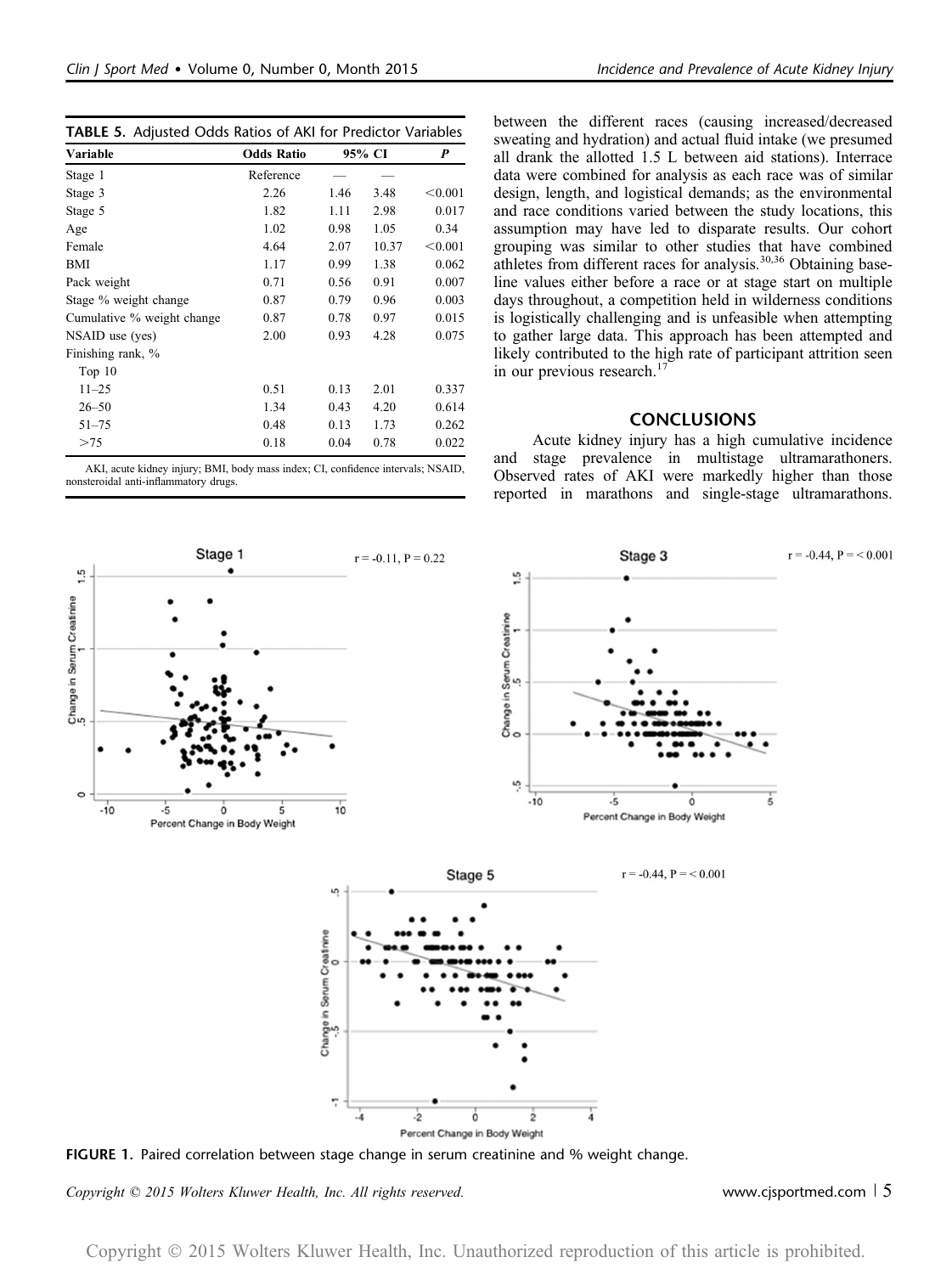**TABLE 5.** Adjusted Odds Ratios of AKI for Predictor Variables

| Variable | Odds Ratio | 95% CI | | *P* |
|---|---|---|---|---|
| Stage 1 | Reference | — | — | |
| Stage 3 | 2.26 | 1.46 | 3.48 | <0.001 |
| Stage 5 | 1.82 | 1.11 | 2.98 | 0.017 |
| Age | 1.02 | 0.98 | 1.05 | 0.34 |
| Female | 4.64 | 2.07 | 10.37 | <0.001 |
| BMI | 1.17 | 0.99 | 1.38 | 0.062 |
| Pack weight | 0.71 | 0.56 | 0.91 | 0.007 |
| Stage % weight change | 0.87 | 0.79 | 0.96 | 0.003 |
| Cumulative % weight change | 0.87 | 0.78 | 0.97 | 0.015 |
| NSAID use (yes) | 2.00 | 0.93 | 4.28 | 0.075 |
| Finishing rank, % | | | | |
| Top 10 | | | | |
| 11–25 | 0.51 | 0.13 | 2.01 | 0.337 |
| 26–50 | 1.34 | 0.43 | 4.20 | 0.614 |
| 51–75 | 0.48 | 0.13 | 1.73 | 0.262 |
| >75 | 0.18 | 0.04 | 0.78 | 0.022 |

AKI, acute kidney injury; BMI, body mass index; CI, confidence intervals; NSAID, nonsteroidal anti-inflammatory drugs.

between the different races (causing increased/decreased sweating and hydration) and actual fluid intake (we presumed all drank the allotted 1.5 L between aid stations). Interrace data were combined for analysis as each race was of similar design, length, and logistical demands; as the environmental and race conditions varied between the study locations, this assumption may have led to disparate results. Our cohort grouping was similar to other studies that have combined athletes from different races for analysis.[30,36] Obtaining baseline values either before a race or at stage start on multiple days throughout, a competition held in wilderness conditions is logistically challenging and is unfeasible when attempting to gather large data. This approach has been attempted and likely contributed to the high rate of participant attrition seen in our previous research.[17]

## CONCLUSIONS

Acute kidney injury has a high cumulative incidence and stage prevalence in multistage ultramarathoners. Observed rates of AKI were markedly higher than those reported in marathons and single-stage ultramarathons.

**FIGURE 1.** Paired correlation between stage change in serum creatinine and % weight change.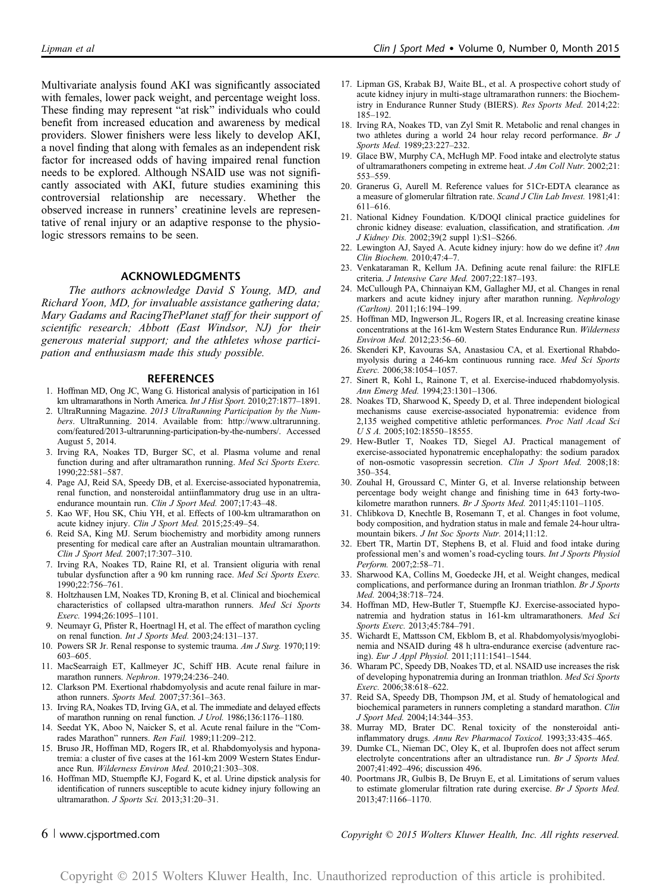Multivariate analysis found AKI was significantly associated with females, lower pack weight, and percentage weight loss. These finding may represent "at risk" individuals who could benefit from increased education and awareness by medical providers. Slower finishers were less likely to develop AKI, a novel finding that along with females as an independent risk factor for increased odds of having impaired renal function needs to be explored. Although NSAID use was not significantly associated with AKI, future studies examining this controversial relationship are necessary. Whether the observed increase in runners' creatinine levels are representative of renal injury or an adaptive response to the physiologic stressors remains to be seen.

## ACKNOWLEDGMENTS

*The authors acknowledge David S Young, MD, and Richard Yoon, MD, for invaluable assistance gathering data; Mary Gadams and RacingThePlanet staff for their support of scientific research; Abbott (East Windsor, NJ) for their generous material support; and the athletes whose participation and enthusiasm made this study possible.*

## REFERENCES

1. Hoffman MD, Ong JC, Wang G. Historical analysis of participation in 161 km ultramarathons in North America. *Int J Hist Sport.* 2010;27:1877–1891.
2. UltraRunning Magazine. *2013 UltraRunning Participation by the Numbers*. UltraRunning. 2014. Available from: http://www.ultrarunning.com/featured/2013-ultrarunning-participation-by-the-numbers/. Accessed August 5, 2014.
3. Irving RA, Noakes TD, Burger SC, et al. Plasma volume and renal function during and after ultramarathon running. *Med Sci Sports Exerc.* 1990;22:581–587.
4. Page AJ, Reid SA, Speedy DB, et al. Exercise-associated hyponatremia, renal function, and nonsteroidal antiinflammatory drug use in an ultraendurance mountain run. *Clin J Sport Med.* 2007;17:43–48.
5. Kao WF, Hou SK, Chiu YH, et al. Effects of 100-km ultramarathon on acute kidney injury. *Clin J Sport Med.* 2015;25:49–54.
6. Reid SA, King MJ. Serum biochemistry and morbidity among runners presenting for medical care after an Australian mountain ultramarathon. *Clin J Sport Med.* 2007;17:307–310.
7. Irving RA, Noakes TD, Raine RI, et al. Transient oliguria with renal tubular dysfunction after a 90 km running race. *Med Sci Sports Exerc.* 1990;22:756–761.
8. Holtzhausen LM, Noakes TD, Kroning B, et al. Clinical and biochemical characteristics of collapsed ultra-marathon runners. *Med Sci Sports Exerc.* 1994;26:1095–1101.
9. Neumayr G, Pfister R, Hoertnagl H, et al. The effect of marathon cycling on renal function. *Int J Sports Med.* 2003;24:131–137.
10. Powers SR Jr. Renal response to systemic trauma. *Am J Surg.* 1970;119: 603–605.
11. MacSearraigh ET, Kallmeyer JC, Schiff HB. Acute renal failure in marathon runners. *Nephron*. 1979;24:236–240.
12. Clarkson PM. Exertional rhabdomyolysis and acute renal failure in marathon runners. *Sports Med.* 2007;37:361–363.
13. Irving RA, Noakes TD, Irving GA, et al. The immediate and delayed effects of marathon running on renal function. *J Urol.* 1986;136:1176–1180.
14. Seedat YK, Aboo N, Naicker S, et al. Acute renal failure in the "Comrades Marathon" runners. *Ren Fail.* 1989;11:209–212.
15. Bruso JR, Hoffman MD, Rogers IR, et al. Rhabdomyolysis and hyponatremia: a cluster of five cases at the 161-km 2009 Western States Endurance Run. *Wilderness Environ Med.* 2010;21:303–308.
16. Hoffman MD, Stuempfle KJ, Fogard K, et al. Urine dipstick analysis for identification of runners susceptible to acute kidney injury following an ultramarathon. *J Sports Sci.* 2013;31:20–31.
17. Lipman GS, Krabak BJ, Waite BL, et al. A prospective cohort study of acute kidney injury in multi-stage ultramarathon runners: the Biochemistry in Endurance Runner Study (BIERS). *Res Sports Med.* 2014;22: 185–192.
18. Irving RA, Noakes TD, van Zyl Smit R. Metabolic and renal changes in two athletes during a world 24 hour relay record performance. *Br J Sports Med.* 1989;23:227–232.
19. Glace BW, Murphy CA, McHugh MP. Food intake and electrolyte status of ultramarathoners competing in extreme heat. *J Am Coll Nutr.* 2002;21: 553–559.
20. Granerus G, Aurell M. Reference values for 51Cr-EDTA clearance as a measure of glomerular filtration rate. *Scand J Clin Lab Invest.* 1981;41: 611–616.
21. National Kidney Foundation. K/DOQI clinical practice guidelines for chronic kidney disease: evaluation, classification, and stratification. *Am J Kidney Dis.* 2002;39(2 suppl 1):S1–S266.
22. Lewington AJ, Sayed A. Acute kidney injury: how do we define it? *Ann Clin Biochem.* 2010;47:4–7.
23. Venkataraman R, Kellum JA. Defining acute renal failure: the RIFLE criteria. *J Intensive Care Med.* 2007;22:187–193.
24. McCullough PA, Chinnaiyan KM, Gallagher MJ, et al. Changes in renal markers and acute kidney injury after marathon running. *Nephrology (Carlton).* 2011;16:194–199.
25. Hoffman MD, Ingwerson JL, Rogers IR, et al. Increasing creatine kinase concentrations at the 161-km Western States Endurance Run. *Wilderness Environ Med.* 2012;23:56–60.
26. Skenderi KP, Kavouras SA, Anastasiou CA, et al. Exertional Rhabdomyolysis during a 246-km continuous running race. *Med Sci Sports Exerc.* 2006;38:1054–1057.
27. Sinert R, Kohl L, Rainone T, et al. Exercise-induced rhabdomyolysis. *Ann Emerg Med.* 1994;23:1301–1306.
28. Noakes TD, Sharwood K, Speedy D, et al. Three independent biological mechanisms cause exercise-associated hyponatremia: evidence from 2,135 weighed competitive athletic performances. *Proc Natl Acad Sci U S A.* 2005;102:18550–18555.
29. Hew-Butler T, Noakes TD, Siegel AJ. Practical management of exercise-associated hyponatremic encephalopathy: the sodium paradox of non-osmotic vasopressin secretion. *Clin J Sport Med.* 2008;18: 350–354.
30. Zouhal H, Groussard C, Minter G, et al. Inverse relationship between percentage body weight change and finishing time in 643 forty-two-kilometre marathon runners. *Br J Sports Med.* 2011;45:1101–1105.
31. Chlibkova D, Knechtle B, Rosemann T, et al. Changes in foot volume, body composition, and hydration status in male and female 24-hour ultra-mountain bikers. *J Int Soc Sports Nutr.* 2014;11:12.
32. Ebert TR, Martin DT, Stephens B, et al. Fluid and food intake during professional men's and women's road-cycling tours. *Int J Sports Physiol Perform.* 2007;2:58–71.
33. Sharwood KA, Collins M, Goedecke JH, et al. Weight changes, medical complications, and performance during an Ironman triathlon. *Br J Sports Med.* 2004;38:718–724.
34. Hoffman MD, Hew-Butler T, Stuempfle KJ. Exercise-associated hyponatremia and hydration status in 161-km ultramarathoners. *Med Sci Sports Exerc.* 2013;45:784–791.
35. Wichardt E, Mattsson CM, Ekblom B, et al. Rhabdomyolysis/myoglobinemia and NSAID during 48 h ultra-endurance exercise (adventure racing). *Eur J Appl Physiol.* 2011;111:1541–1544.
36. Wharam PC, Speedy DB, Noakes TD, et al. NSAID use increases the risk of developing hyponatremia during an Ironman triathlon. *Med Sci Sports Exerc.* 2006;38:618–622.
37. Reid SA, Speedy DB, Thompson JM, et al. Study of hematological and biochemical parameters in runners completing a standard marathon. *Clin J Sport Med.* 2004;14:344–353.
38. Murray MD, Brater DC. Renal toxicity of the nonsteroidal anti-inflammatory drugs. *Annu Rev Pharmacol Toxicol.* 1993;33:435–465.
39. Dumke CL, Nieman DC, Oley K, et al. Ibuprofen does not affect serum electrolyte concentrations after an ultradistance run. *Br J Sports Med.* 2007;41:492–496; discussion 496.
40. Poortmans JR, Gulbis B, De Bruyn E, et al. Limitations of serum values to estimate glomerular filtration rate during exercise. *Br J Sports Med.* 2013;47:1166–1170.